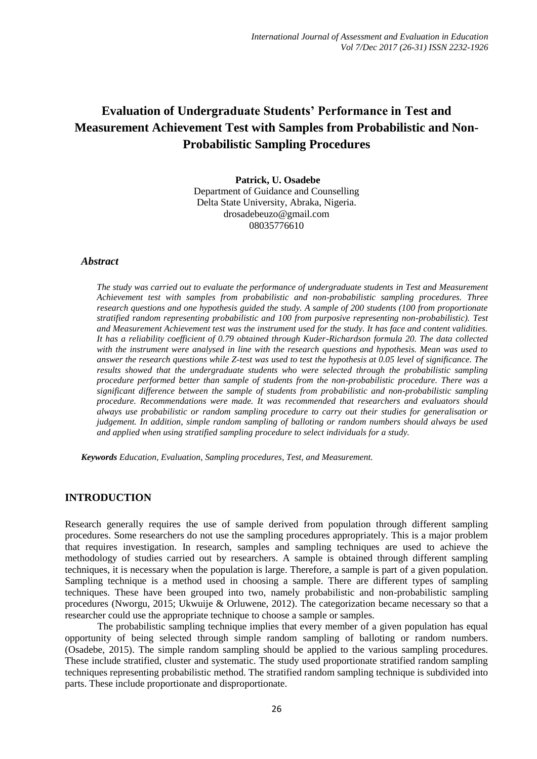# Evaluation of Undergraduate Students' Performance in Test and Measurement Achievement Test with Samples from Probabilistic and Non-Probabilistic Sampling Procedures

**Patrick, U. Osadebe**
Department of Guidance and Counselling
Delta State University, Abraka, Nigeria.
drosadebeuzo@gmail.com
08035776610

### *Abstract*

*The study was carried out to evaluate the performance of undergraduate students in Test and Measurement Achievement test with samples from probabilistic and non-probabilistic sampling procedures. Three research questions and one hypothesis guided the study. A sample of 200 students (100 from proportionate stratified random representing probabilistic and 100 from purposive representing non-probabilistic). Test and Measurement Achievement test was the instrument used for the study. It has face and content validities. It has a reliability coefficient of 0.79 obtained through Kuder-Richardson formula 20. The data collected with the instrument were analysed in line with the research questions and hypothesis. Mean was used to answer the research questions while Z-test was used to test the hypothesis at 0.05 level of significance. The results showed that the undergraduate students who were selected through the probabilistic sampling procedure performed better than sample of students from the non-probabilistic procedure. There was a significant difference between the sample of students from probabilistic and non-probabilistic sampling procedure. Recommendations were made. It was recommended that researchers and evaluators should always use probabilistic or random sampling procedure to carry out their studies for generalisation or judgement. In addition, simple random sampling of balloting or random numbers should always be used and applied when using stratified sampling procedure to select individuals for a study.*

***Keywords*** *Education, Evaluation, Sampling procedures, Test, and Measurement.*

## INTRODUCTION

Research generally requires the use of sample derived from population through different sampling procedures. Some researchers do not use the sampling procedures appropriately. This is a major problem that requires investigation. In research, samples and sampling techniques are used to achieve the methodology of studies carried out by researchers. A sample is obtained through different sampling techniques, it is necessary when the population is large. Therefore, a sample is part of a given population. Sampling technique is a method used in choosing a sample. There are different types of sampling techniques. These have been grouped into two, namely probabilistic and non-probabilistic sampling procedures (Nworgu, 2015; Ukwuije & Orluwene, 2012). The categorization became necessary so that a researcher could use the appropriate technique to choose a sample or samples.

The probabilistic sampling technique implies that every member of a given population has equal opportunity of being selected through simple random sampling of balloting or random numbers. (Osadebe, 2015). The simple random sampling should be applied to the various sampling procedures. These include stratified, cluster and systematic. The study used proportionate stratified random sampling techniques representing probabilistic method. The stratified random sampling technique is subdivided into parts. These include proportionate and disproportionate.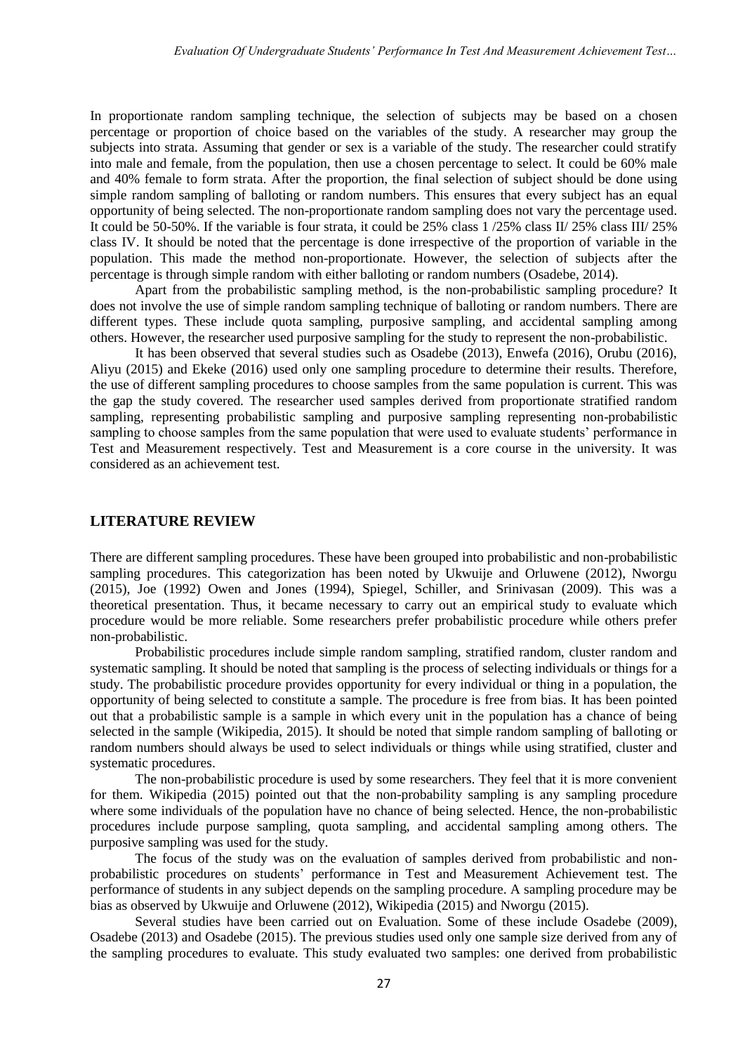In proportionate random sampling technique, the selection of subjects may be based on a chosen percentage or proportion of choice based on the variables of the study. A researcher may group the subjects into strata. Assuming that gender or sex is a variable of the study. The researcher could stratify into male and female, from the population, then use a chosen percentage to select. It could be 60% male and 40% female to form strata. After the proportion, the final selection of subject should be done using simple random sampling of balloting or random numbers. This ensures that every subject has an equal opportunity of being selected. The non-proportionate random sampling does not vary the percentage used. It could be 50-50%. If the variable is four strata, it could be 25% class 1 /25% class II/ 25% class III/ 25% class IV. It should be noted that the percentage is done irrespective of the proportion of variable in the population. This made the method non-proportionate. However, the selection of subjects after the percentage is through simple random with either balloting or random numbers (Osadebe, 2014).

Apart from the probabilistic sampling method, is the non-probabilistic sampling procedure? It does not involve the use of simple random sampling technique of balloting or random numbers. There are different types. These include quota sampling, purposive sampling, and accidental sampling among others. However, the researcher used purposive sampling for the study to represent the non-probabilistic.

It has been observed that several studies such as Osadebe (2013), Enwefa (2016), Orubu (2016), Aliyu (2015) and Ekeke (2016) used only one sampling procedure to determine their results. Therefore, the use of different sampling procedures to choose samples from the same population is current. This was the gap the study covered. The researcher used samples derived from proportionate stratified random sampling, representing probabilistic sampling and purposive sampling representing non-probabilistic sampling to choose samples from the same population that were used to evaluate students' performance in Test and Measurement respectively. Test and Measurement is a core course in the university. It was considered as an achievement test.

## LITERATURE REVIEW

There are different sampling procedures. These have been grouped into probabilistic and non-probabilistic sampling procedures. This categorization has been noted by Ukwuije and Orluwene (2012), Nworgu (2015), Joe (1992) Owen and Jones (1994), Spiegel, Schiller, and Srinivasan (2009). This was a theoretical presentation. Thus, it became necessary to carry out an empirical study to evaluate which procedure would be more reliable. Some researchers prefer probabilistic procedure while others prefer non-probabilistic.

Probabilistic procedures include simple random sampling, stratified random, cluster random and systematic sampling. It should be noted that sampling is the process of selecting individuals or things for a study. The probabilistic procedure provides opportunity for every individual or thing in a population, the opportunity of being selected to constitute a sample. The procedure is free from bias. It has been pointed out that a probabilistic sample is a sample in which every unit in the population has a chance of being selected in the sample (Wikipedia, 2015). It should be noted that simple random sampling of balloting or random numbers should always be used to select individuals or things while using stratified, cluster and systematic procedures.

The non-probabilistic procedure is used by some researchers. They feel that it is more convenient for them. Wikipedia (2015) pointed out that the non-probability sampling is any sampling procedure where some individuals of the population have no chance of being selected. Hence, the non-probabilistic procedures include purpose sampling, quota sampling, and accidental sampling among others. The purposive sampling was used for the study.

The focus of the study was on the evaluation of samples derived from probabilistic and non-probabilistic procedures on students' performance in Test and Measurement Achievement test. The performance of students in any subject depends on the sampling procedure. A sampling procedure may be bias as observed by Ukwuije and Orluwene (2012), Wikipedia (2015) and Nworgu (2015).

Several studies have been carried out on Evaluation. Some of these include Osadebe (2009), Osadebe (2013) and Osadebe (2015). The previous studies used only one sample size derived from any of the sampling procedures to evaluate. This study evaluated two samples: one derived from probabilistic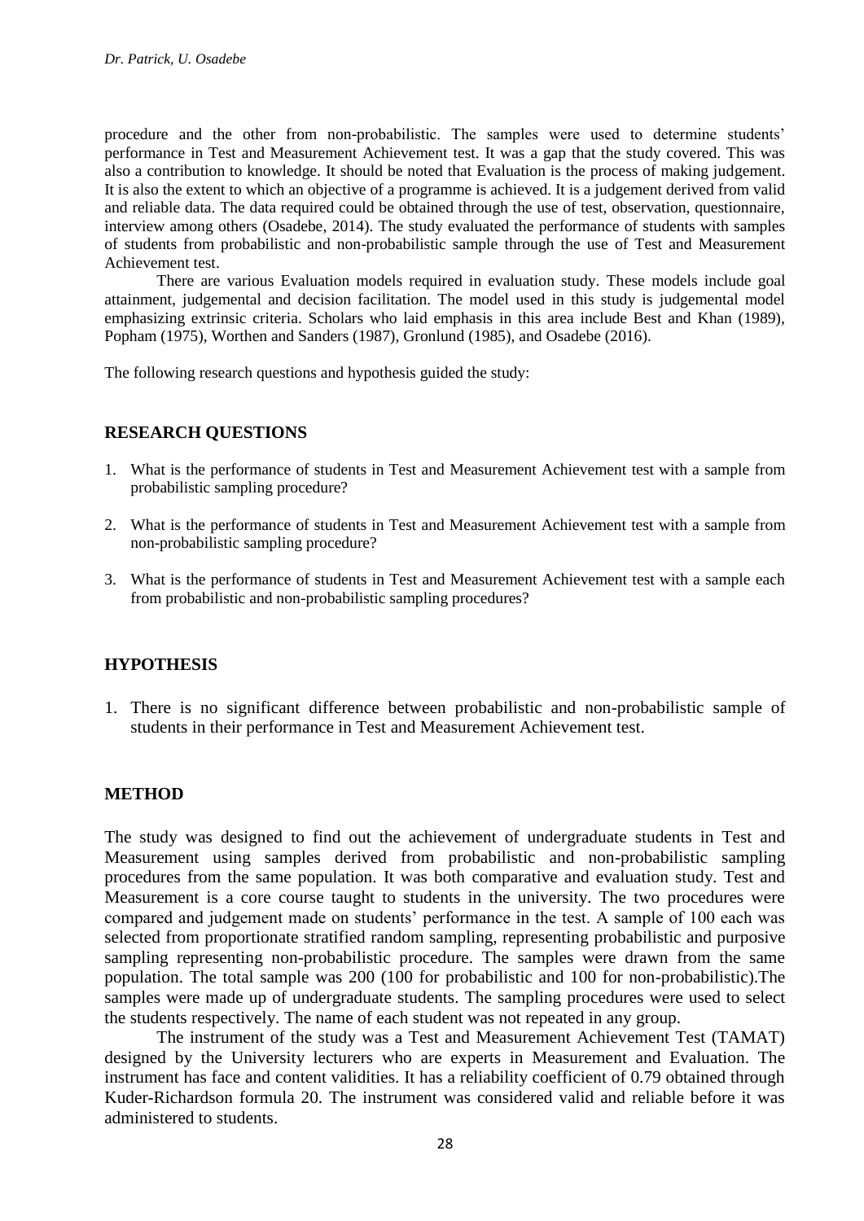procedure and the other from non-probabilistic. The samples were used to determine students' performance in Test and Measurement Achievement test. It was a gap that the study covered. This was also a contribution to knowledge. It should be noted that Evaluation is the process of making judgement. It is also the extent to which an objective of a programme is achieved. It is a judgement derived from valid and reliable data. The data required could be obtained through the use of test, observation, questionnaire, interview among others (Osadebe, 2014). The study evaluated the performance of students with samples of students from probabilistic and non-probabilistic sample through the use of Test and Measurement Achievement test.

There are various Evaluation models required in evaluation study. These models include goal attainment, judgemental and decision facilitation. The model used in this study is judgemental model emphasizing extrinsic criteria. Scholars who laid emphasis in this area include Best and Khan (1989), Popham (1975), Worthen and Sanders (1987), Gronlund (1985), and Osadebe (2016).

The following research questions and hypothesis guided the study:

## RESEARCH QUESTIONS

1. What is the performance of students in Test and Measurement Achievement test with a sample from probabilistic sampling procedure?
2. What is the performance of students in Test and Measurement Achievement test with a sample from non-probabilistic sampling procedure?
3. What is the performance of students in Test and Measurement Achievement test with a sample each from probabilistic and non-probabilistic sampling procedures?

## HYPOTHESIS

1. There is no significant difference between probabilistic and non-probabilistic sample of students in their performance in Test and Measurement Achievement test.

## METHOD

The study was designed to find out the achievement of undergraduate students in Test and Measurement using samples derived from probabilistic and non-probabilistic sampling procedures from the same population. It was both comparative and evaluation study. Test and Measurement is a core course taught to students in the university. The two procedures were compared and judgement made on students' performance in the test. A sample of 100 each was selected from proportionate stratified random sampling, representing probabilistic and purposive sampling representing non-probabilistic procedure. The samples were drawn from the same population. The total sample was 200 (100 for probabilistic and 100 for non-probabilistic).The samples were made up of undergraduate students. The sampling procedures were used to select the students respectively. The name of each student was not repeated in any group.

The instrument of the study was a Test and Measurement Achievement Test (TAMAT) designed by the University lecturers who are experts in Measurement and Evaluation. The instrument has face and content validities. It has a reliability coefficient of 0.79 obtained through Kuder-Richardson formula 20. The instrument was considered valid and reliable before it was administered to students.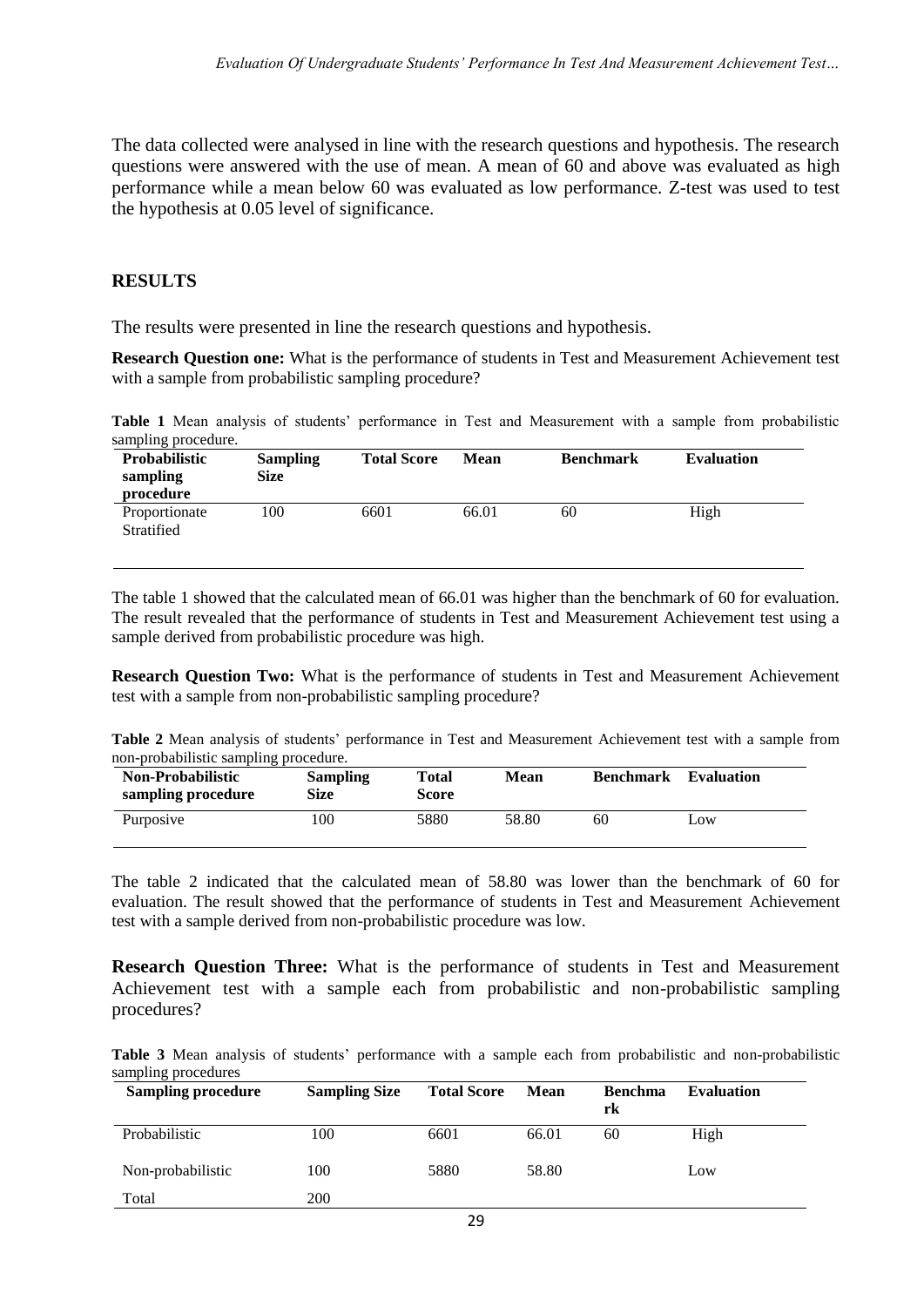The data collected were analysed in line with the research questions and hypothesis. The research questions were answered with the use of mean. A mean of 60 and above was evaluated as high performance while a mean below 60 was evaluated as low performance. Z-test was used to test the hypothesis at 0.05 level of significance.

## RESULTS

The results were presented in line the research questions and hypothesis.

**Research Question one:** What is the performance of students in Test and Measurement Achievement test with a sample from probabilistic sampling procedure?

**Table 1** Mean analysis of students' performance in Test and Measurement with a sample from probabilistic sampling procedure.

| Probabilistic sampling procedure | Sampling Size | Total Score | Mean | Benchmark | Evaluation |
|---|---|---|---|---|---|
| Proportionate Stratified | 100 | 6601 | 66.01 | 60 | High |

The table 1 showed that the calculated mean of 66.01 was higher than the benchmark of 60 for evaluation. The result revealed that the performance of students in Test and Measurement Achievement test using a sample derived from probabilistic procedure was high.

**Research Question Two:** What is the performance of students in Test and Measurement Achievement test with a sample from non-probabilistic sampling procedure?

**Table 2** Mean analysis of students' performance in Test and Measurement Achievement test with a sample from non-probabilistic sampling procedure.

| Non-Probabilistic sampling procedure | Sampling Size | Total Score | Mean | Benchmark | Evaluation |
|---|---|---|---|---|---|
| Purposive | 100 | 5880 | 58.80 | 60 | Low |

The table 2 indicated that the calculated mean of 58.80 was lower than the benchmark of 60 for evaluation. The result showed that the performance of students in Test and Measurement Achievement test with a sample derived from non-probabilistic procedure was low.

**Research Question Three:** What is the performance of students in Test and Measurement Achievement test with a sample each from probabilistic and non-probabilistic sampling procedures?

**Table 3** Mean analysis of students' performance with a sample each from probabilistic and non-probabilistic sampling procedures

| Sampling procedure | Sampling Size | Total Score | Mean | Benchmark | Evaluation |
|---|---|---|---|---|---|
| Probabilistic | 100 | 6601 | 66.01 | 60 | High |
| Non-probabilistic | 100 | 5880 | 58.80 | | Low |
| Total | 200 | | | | |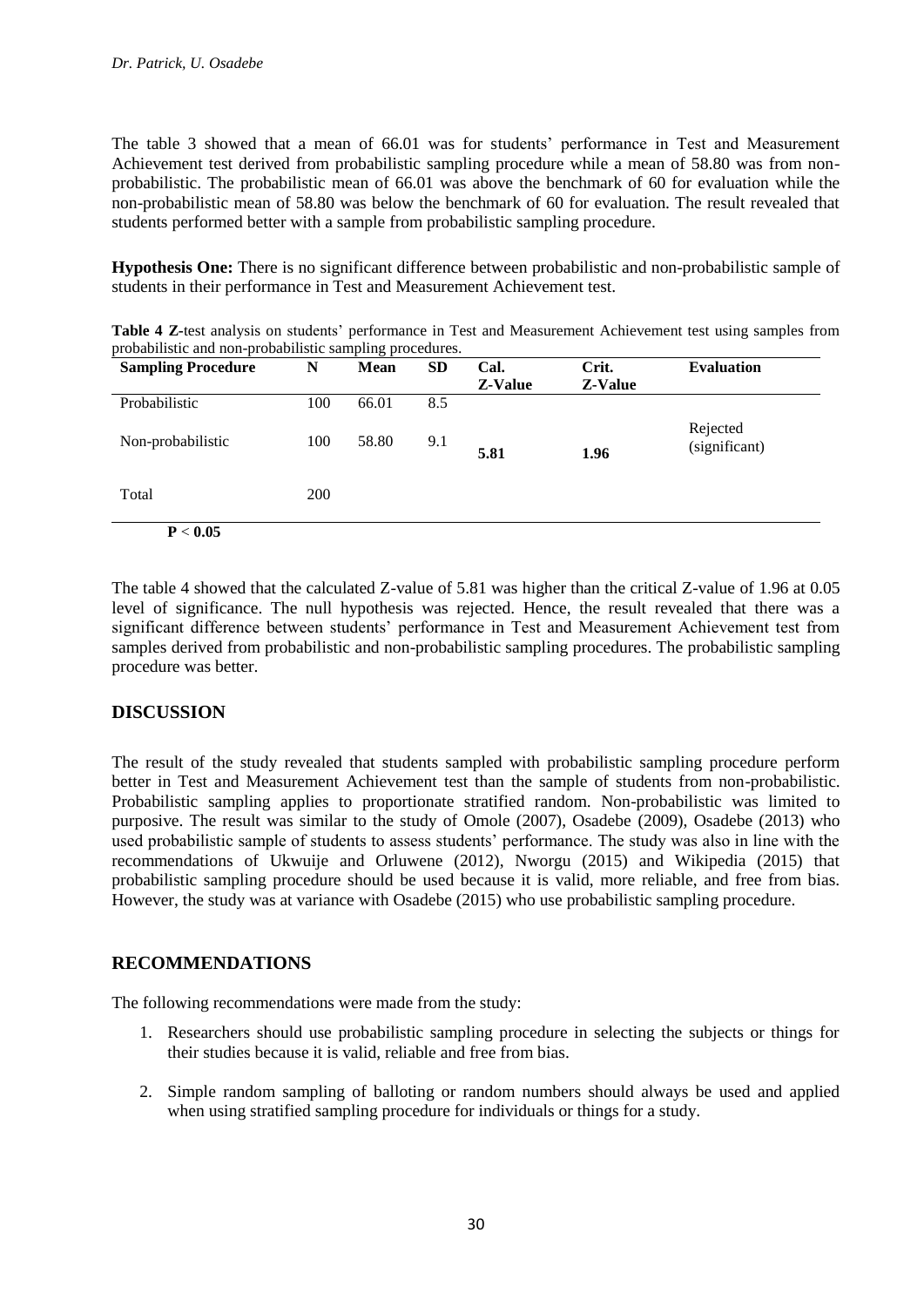The table 3 showed that a mean of 66.01 was for students' performance in Test and Measurement Achievement test derived from probabilistic sampling procedure while a mean of 58.80 was from non-probabilistic. The probabilistic mean of 66.01 was above the benchmark of 60 for evaluation while the non-probabilistic mean of 58.80 was below the benchmark of 60 for evaluation. The result revealed that students performed better with a sample from probabilistic sampling procedure.

**Hypothesis One:** There is no significant difference between probabilistic and non-probabilistic sample of students in their performance in Test and Measurement Achievement test.

**Table 4 Z**-test analysis on students' performance in Test and Measurement Achievement test using samples from probabilistic and non-probabilistic sampling procedures.

| Sampling Procedure | N | Mean | SD | Cal. Z-Value | Crit. Z-Value | Evaluation |
|---|---|---|---|---|---|---|
| Probabilistic | 100 | 66.01 | 8.5 | | | |
| Non-probabilistic | 100 | 58.80 | 9.1 | **5.81** | **1.96** | Rejected (significant) |
| Total | 200 | | | | | |

**$P < 0.05$**

The table 4 showed that the calculated Z-value of 5.81 was higher than the critical Z-value of 1.96 at 0.05 level of significance. The null hypothesis was rejected. Hence, the result revealed that there was a significant difference between students' performance in Test and Measurement Achievement test from samples derived from probabilistic and non-probabilistic sampling procedures. The probabilistic sampling procedure was better.

## DISCUSSION

The result of the study revealed that students sampled with probabilistic sampling procedure perform better in Test and Measurement Achievement test than the sample of students from non-probabilistic. Probabilistic sampling applies to proportionate stratified random. Non-probabilistic was limited to purposive. The result was similar to the study of Omole (2007), Osadebe (2009), Osadebe (2013) who used probabilistic sample of students to assess students' performance. The study was also in line with the recommendations of Ukwuije and Orluwene (2012), Nworgu (2015) and Wikipedia (2015) that probabilistic sampling procedure should be used because it is valid, more reliable, and free from bias. However, the study was at variance with Osadebe (2015) who use probabilistic sampling procedure.

## RECOMMENDATIONS

The following recommendations were made from the study:

1. Researchers should use probabilistic sampling procedure in selecting the subjects or things for their studies because it is valid, reliable and free from bias.

2. Simple random sampling of balloting or random numbers should always be used and applied when using stratified sampling procedure for individuals or things for a study.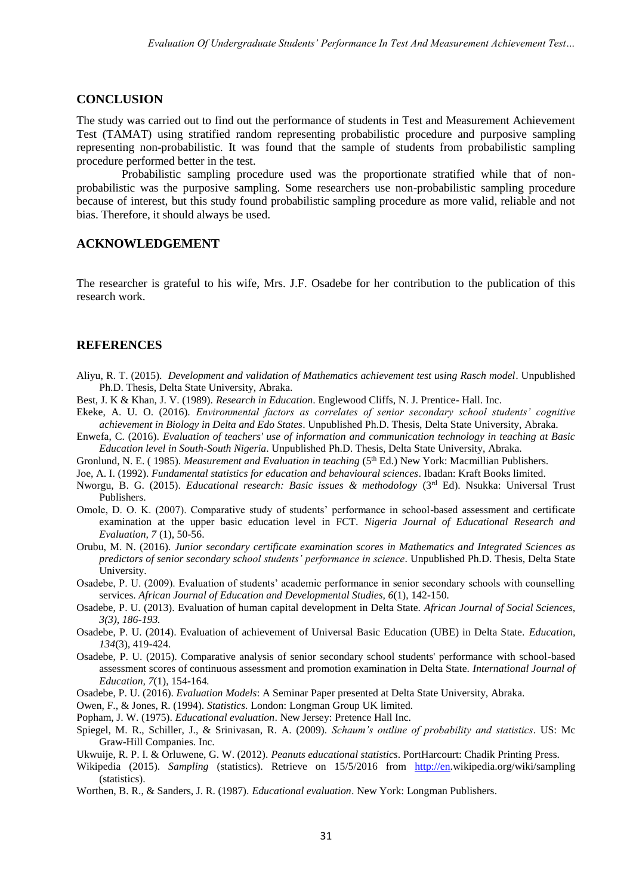## CONCLUSION

The study was carried out to find out the performance of students in Test and Measurement Achievement Test (TAMAT) using stratified random representing probabilistic procedure and purposive sampling representing non-probabilistic. It was found that the sample of students from probabilistic sampling procedure performed better in the test.

Probabilistic sampling procedure used was the proportionate stratified while that of non-probabilistic was the purposive sampling. Some researchers use non-probabilistic sampling procedure because of interest, but this study found probabilistic sampling procedure as more valid, reliable and not bias. Therefore, it should always be used.

## ACKNOWLEDGEMENT

The researcher is grateful to his wife, Mrs. J.F. Osadebe for her contribution to the publication of this research work.

## REFERENCES

Aliyu, R. T. (2015). *Development and validation of Mathematics achievement test using Rasch model*. Unpublished Ph.D. Thesis, Delta State University, Abraka.

Best, J. K & Khan, J. V. (1989). *Research in Education*. Englewood Cliffs, N. J. Prentice- Hall. Inc.

Ekeke, A. U. O. (2016). *Environmental factors as correlates of senior secondary school students' cognitive achievement in Biology in Delta and Edo States*. Unpublished Ph.D. Thesis, Delta State University, Abraka.

Enwefa, C. (2016). *Evaluation of teachers' use of information and communication technology in teaching at Basic Education level in South-South Nigeria*. Unpublished Ph.D. Thesis, Delta State University, Abraka.

Gronlund, N. E. ( 1985). *Measurement and Evaluation in teaching* (5th Ed.) New York: Macmillian Publishers.

Joe, A. I. (1992). *Fundamental statistics for education and behavioural sciences*. Ibadan: Kraft Books limited.

Nworgu, B. G. (2015). *Educational research: Basic issues & methodology* (3rd Ed). Nsukka: Universal Trust Publishers.

Omole, D. O. K. (2007). Comparative study of students' performance in school-based assessment and certificate examination at the upper basic education level in FCT. *Nigeria Journal of Educational Research and Evaluation, 7* (1), 50-56.

Orubu, M. N. (2016). *Junior secondary certificate examination scores in Mathematics and Integrated Sciences as predictors of senior secondary school students' performance in science*. Unpublished Ph.D. Thesis, Delta State University.

Osadebe, P. U. (2009). Evaluation of students' academic performance in senior secondary schools with counselling services. *African Journal of Education and Developmental Studies, 6*(1), 142-150.

Osadebe, P. U. (2013). Evaluation of human capital development in Delta State. *African Journal of Social Sciences, 3(3), 186-193.*

Osadebe, P. U. (2014). Evaluation of achievement of Universal Basic Education (UBE) in Delta State. *Education, 134*(3), 419-424.

Osadebe, P. U. (2015). Comparative analysis of senior secondary school students' performance with school-based assessment scores of continuous assessment and promotion examination in Delta State. *International Journal of Education, 7*(1), 154-164.

Osadebe, P. U. (2016). *Evaluation Models*: A Seminar Paper presented at Delta State University, Abraka.

Owen, F., & Jones, R. (1994). *Statistics*. London: Longman Group UK limited.

Popham, J. W. (1975). *Educational evaluation*. New Jersey: Pretence Hall Inc.

Spiegel, M. R., Schiller, J., & Srinivasan, R. A. (2009). *Schaum's outline of probability and statistics*. US: Mc Graw-Hill Companies. Inc.

Ukwuije, R. P. I. & Orluwene, G. W. (2012). *Peanuts educational statistics*. PortHarcourt: Chadik Printing Press.

Wikipedia (2015). *Sampling* (statistics). Retrieve on 15/5/2016 from http://en.wikipedia.org/wiki/sampling (statistics).

Worthen, B. R., & Sanders, J. R. (1987). *Educational evaluation*. New York: Longman Publishers.